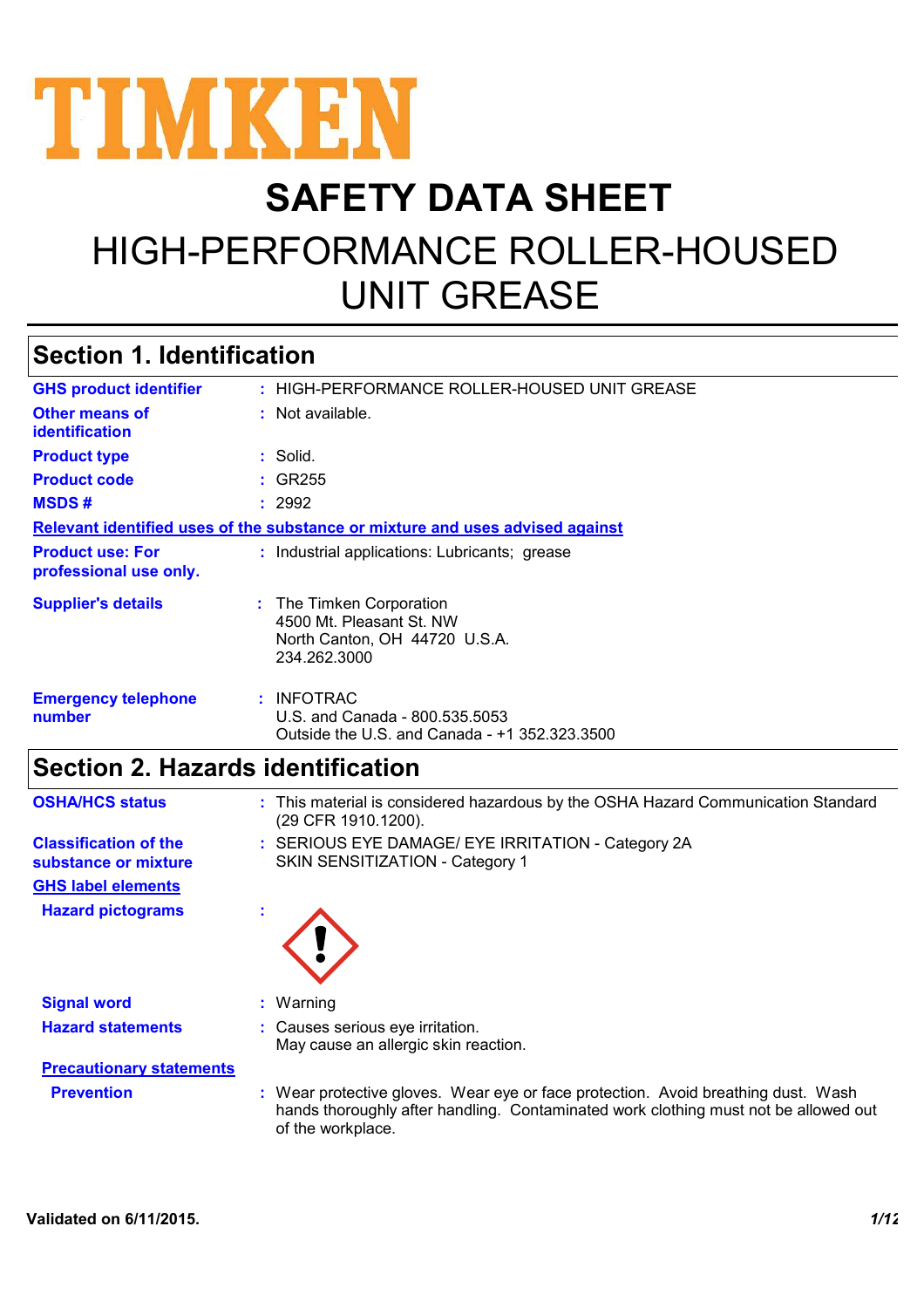# TIMKEN

# SAFETY DATA SHEET

# HIGH-PERFORMANCE ROLLER-HOUSED UNIT GREASE

## Section 1. Identification

**GHS product identifier** : HIGH-PERFORMANCE ROLLER-HOUSED UNIT GREASE

**Other means of identification** : Not available.

**Product type** : Solid.

**Product code** : GR255

**MSDS #** : 2992

**Relevant identified uses of the substance or mixture and uses advised against**

**Product use: For professional use only.** : Industrial applications: Lubricants; grease

**Supplier's details** : The Timken Corporation
4500 Mt. Pleasant St. NW
North Canton, OH 44720 U.S.A.
234.262.3000

**Emergency telephone number** : INFOTRAC
U.S. and Canada - 800.535.5053
Outside the U.S. and Canada - +1 352.323.3500

## Section 2. Hazards identification

**OSHA/HCS status** : This material is considered hazardous by the OSHA Hazard Communication Standard (29 CFR 1910.1200).

**Classification of the substance or mixture** : SERIOUS EYE DAMAGE/ EYE IRRITATION - Category 2A
SKIN SENSITIZATION - Category 1

**GHS label elements**

**Hazard pictograms** :

**Signal word** : Warning

**Hazard statements** : Causes serious eye irritation.
May cause an allergic skin reaction.

**Precautionary statements**

**Prevention** : Wear protective gloves. Wear eye or face protection. Avoid breathing dust. Wash hands thoroughly after handling. Contaminated work clothing must not be allowed out of the workplace.

Validated on 6/11/2015.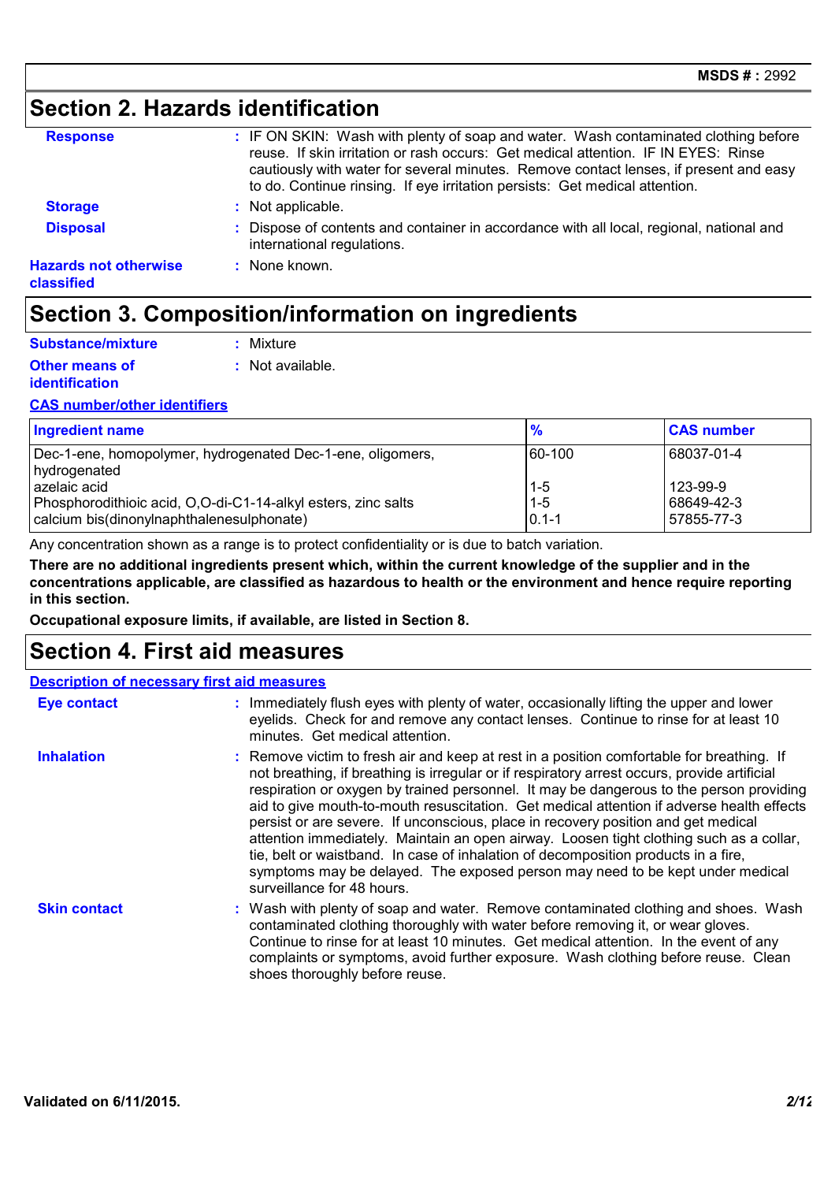## Section 2. Hazards identification

**Response** : IF ON SKIN: Wash with plenty of soap and water. Wash contaminated clothing before reuse. If skin irritation or rash occurs: Get medical attention. IF IN EYES: Rinse cautiously with water for several minutes. Remove contact lenses, if present and easy to do. Continue rinsing. If eye irritation persists: Get medical attention.

**Storage** : Not applicable.

**Disposal** : Dispose of contents and container in accordance with all local, regional, national and international regulations.

**Hazards not otherwise classified** : None known.

## Section 3. Composition/information on ingredients

**Substance/mixture** : Mixture

**Other means of identification** : Not available.

**CAS number/other identifiers**

| Ingredient name | % | CAS number |
|---|---|---|
| Dec-1-ene, homopolymer, hydrogenated Dec-1-ene, oligomers, hydrogenated | 60-100 | 68037-01-4 |
| azelaic acid | 1-5 | 123-99-9 |
| Phosphorodithioic acid, O,O-di-C1-14-alkyl esters, zinc salts | 1-5 | 68649-42-3 |
| calcium bis(dinonylnaphthalenesulphonate) | 0.1-1 | 57855-77-3 |

Any concentration shown as a range is to protect confidentiality or is due to batch variation.

**There are no additional ingredients present which, within the current knowledge of the supplier and in the concentrations applicable, are classified as hazardous to health or the environment and hence require reporting in this section.**

**Occupational exposure limits, if available, are listed in Section 8.**

## Section 4. First aid measures

**Description of necessary first aid measures**

**Eye contact** : Immediately flush eyes with plenty of water, occasionally lifting the upper and lower eyelids. Check for and remove any contact lenses. Continue to rinse for at least 10 minutes. Get medical attention.

**Inhalation** : Remove victim to fresh air and keep at rest in a position comfortable for breathing. If not breathing, if breathing is irregular or if respiratory arrest occurs, provide artificial respiration or oxygen by trained personnel. It may be dangerous to the person providing aid to give mouth-to-mouth resuscitation. Get medical attention if adverse health effects persist or are severe. If unconscious, place in recovery position and get medical attention immediately. Maintain an open airway. Loosen tight clothing such as a collar, tie, belt or waistband. In case of inhalation of decomposition products in a fire, symptoms may be delayed. The exposed person may need to be kept under medical surveillance for 48 hours.

**Skin contact** : Wash with plenty of soap and water. Remove contaminated clothing and shoes. Wash contaminated clothing thoroughly with water before removing it, or wear gloves. Continue to rinse for at least 10 minutes. Get medical attention. In the event of any complaints or symptoms, avoid further exposure. Wash clothing before reuse. Clean shoes thoroughly before reuse.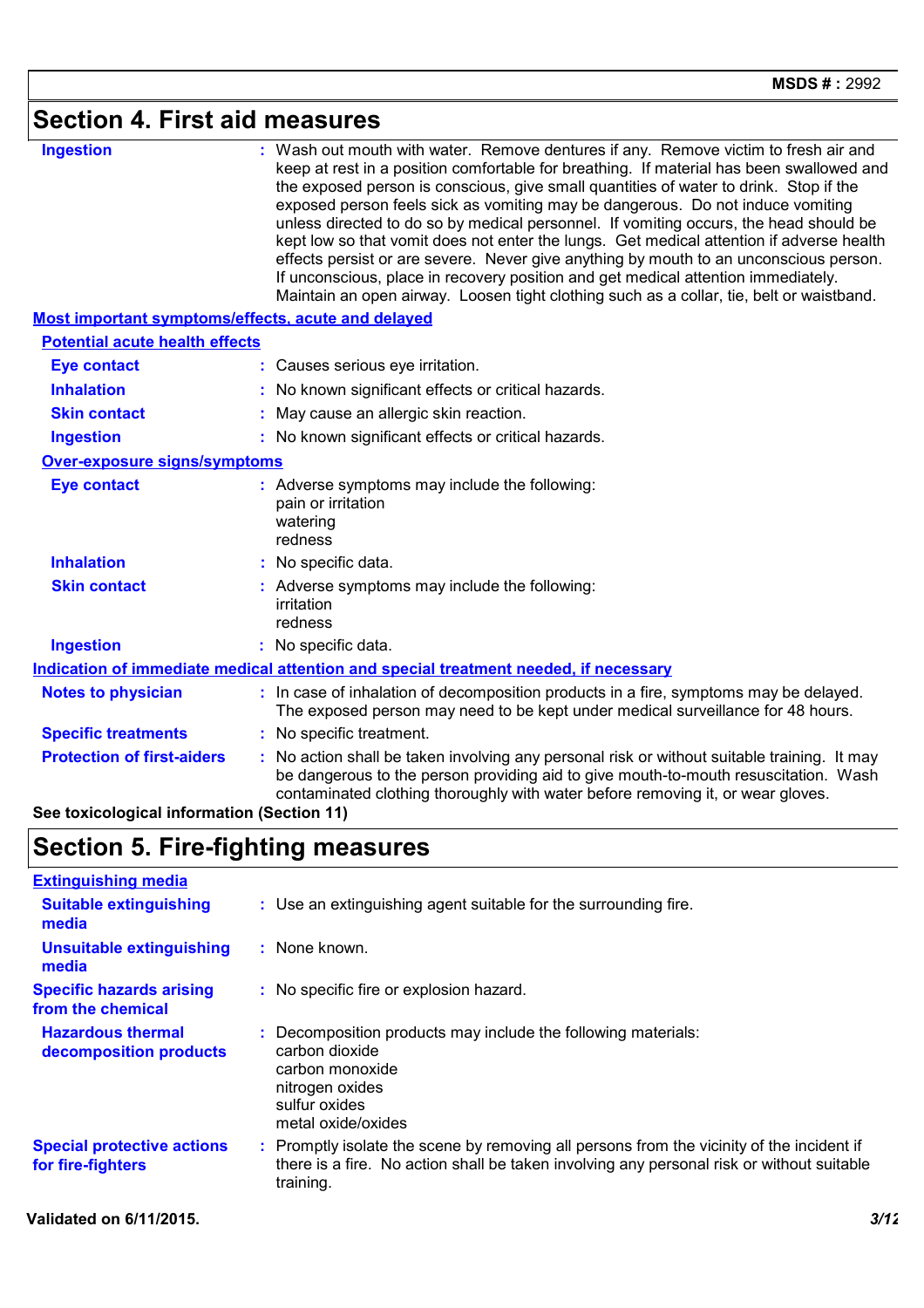## Section 4. First aid measures

**Ingestion** : Wash out mouth with water. Remove dentures if any. Remove victim to fresh air and keep at rest in a position comfortable for breathing. If material has been swallowed and the exposed person is conscious, give small quantities of water to drink. Stop if the exposed person feels sick as vomiting may be dangerous. Do not induce vomiting unless directed to do so by medical personnel. If vomiting occurs, the head should be kept low so that vomit does not enter the lungs. Get medical attention if adverse health effects persist or are severe. Never give anything by mouth to an unconscious person. If unconscious, place in recovery position and get medical attention immediately. Maintain an open airway. Loosen tight clothing such as a collar, tie, belt or waistband.

### Most important symptoms/effects, acute and delayed

#### Potential acute health effects

**Eye contact** : Causes serious eye irritation.

**Inhalation** : No known significant effects or critical hazards.

**Skin contact** : May cause an allergic skin reaction.

**Ingestion** : No known significant effects or critical hazards.

#### Over-exposure signs/symptoms

**Eye contact** : Adverse symptoms may include the following:
pain or irritation
watering
redness

**Inhalation** : No specific data.

**Skin contact** : Adverse symptoms may include the following:
irritation
redness

**Ingestion** : No specific data.

### Indication of immediate medical attention and special treatment needed, if necessary

**Notes to physician** : In case of inhalation of decomposition products in a fire, symptoms may be delayed. The exposed person may need to be kept under medical surveillance for 48 hours.

**Specific treatments** : No specific treatment.

**Protection of first-aiders** : No action shall be taken involving any personal risk or without suitable training. It may be dangerous to the person providing aid to give mouth-to-mouth resuscitation. Wash contaminated clothing thoroughly with water before removing it, or wear gloves.

**See toxicological information (Section 11)**

## Section 5. Fire-fighting measures

### Extinguishing media

**Suitable extinguishing media** : Use an extinguishing agent suitable for the surrounding fire.

**Unsuitable extinguishing media** : None known.

**Specific hazards arising from the chemical** : No specific fire or explosion hazard.

**Hazardous thermal decomposition products** : Decomposition products may include the following materials:
carbon dioxide
carbon monoxide
nitrogen oxides
sulfur oxides
metal oxide/oxides

**Special protective actions for fire-fighters** : Promptly isolate the scene by removing all persons from the vicinity of the incident if there is a fire. No action shall be taken involving any personal risk or without suitable training.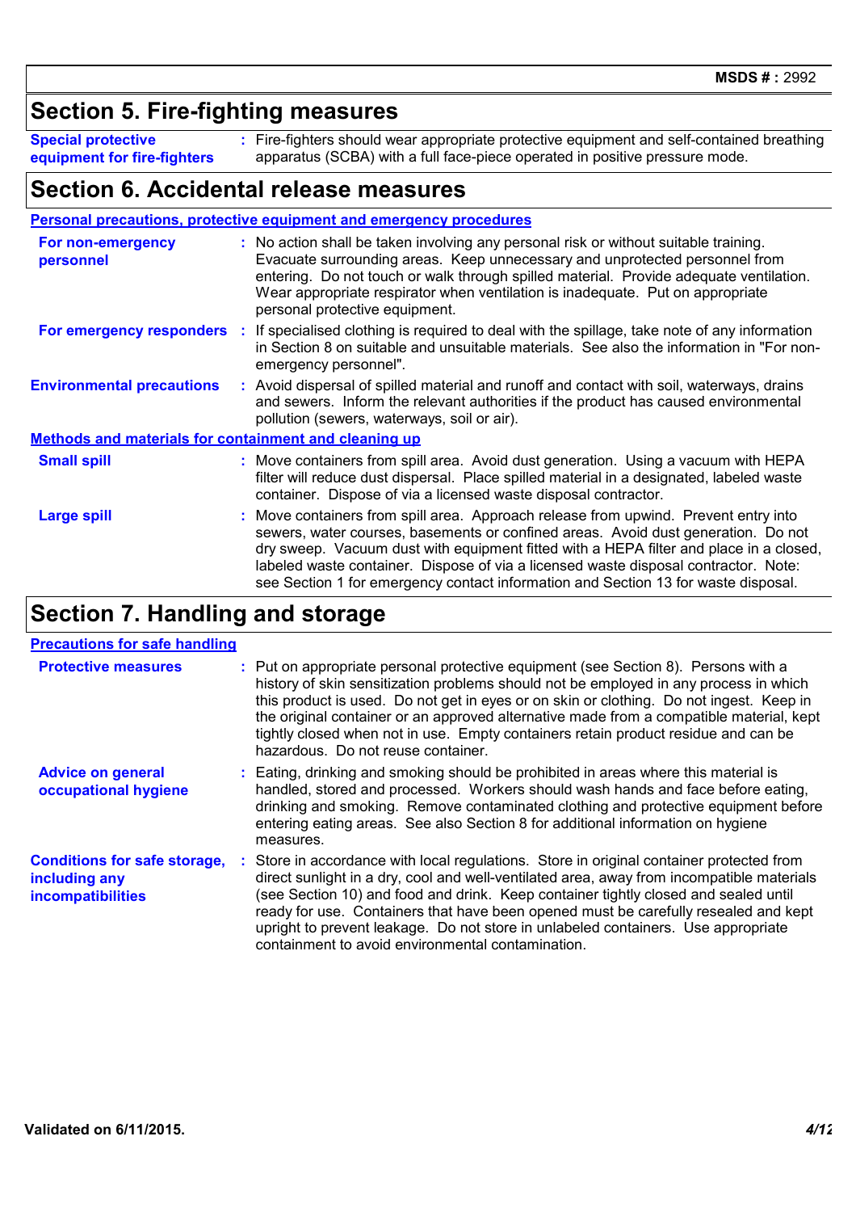## Section 5. Fire-fighting measures

**Special protective equipment for fire-fighters** : Fire-fighters should wear appropriate protective equipment and self-contained breathing apparatus (SCBA) with a full face-piece operated in positive pressure mode.

## Section 6. Accidental release measures

### Personal precautions, protective equipment and emergency procedures

**For non-emergency personnel** : No action shall be taken involving any personal risk or without suitable training. Evacuate surrounding areas. Keep unnecessary and unprotected personnel from entering. Do not touch or walk through spilled material. Provide adequate ventilation. Wear appropriate respirator when ventilation is inadequate. Put on appropriate personal protective equipment.

**For emergency responders** : If specialised clothing is required to deal with the spillage, take note of any information in Section 8 on suitable and unsuitable materials. See also the information in "For non-emergency personnel".

**Environmental precautions** : Avoid dispersal of spilled material and runoff and contact with soil, waterways, drains and sewers. Inform the relevant authorities if the product has caused environmental pollution (sewers, waterways, soil or air).

### Methods and materials for containment and cleaning up

**Small spill** : Move containers from spill area. Avoid dust generation. Using a vacuum with HEPA filter will reduce dust dispersal. Place spilled material in a designated, labeled waste container. Dispose of via a licensed waste disposal contractor.

**Large spill** : Move containers from spill area. Approach release from upwind. Prevent entry into sewers, water courses, basements or confined areas. Avoid dust generation. Do not dry sweep. Vacuum dust with equipment fitted with a HEPA filter and place in a closed, labeled waste container. Dispose of via a licensed waste disposal contractor. Note: see Section 1 for emergency contact information and Section 13 for waste disposal.

## Section 7. Handling and storage

### Precautions for safe handling

**Protective measures** : Put on appropriate personal protective equipment (see Section 8). Persons with a history of skin sensitization problems should not be employed in any process in which this product is used. Do not get in eyes or on skin or clothing. Do not ingest. Keep in the original container or an approved alternative made from a compatible material, kept tightly closed when not in use. Empty containers retain product residue and can be hazardous. Do not reuse container.

**Advice on general occupational hygiene** : Eating, drinking and smoking should be prohibited in areas where this material is handled, stored and processed. Workers should wash hands and face before eating, drinking and smoking. Remove contaminated clothing and protective equipment before entering eating areas. See also Section 8 for additional information on hygiene measures.

**Conditions for safe storage, including any incompatibilities** : Store in accordance with local regulations. Store in original container protected from direct sunlight in a dry, cool and well-ventilated area, away from incompatible materials (see Section 10) and food and drink. Keep container tightly closed and sealed until ready for use. Containers that have been opened must be carefully resealed and kept upright to prevent leakage. Do not store in unlabeled containers. Use appropriate containment to avoid environmental contamination.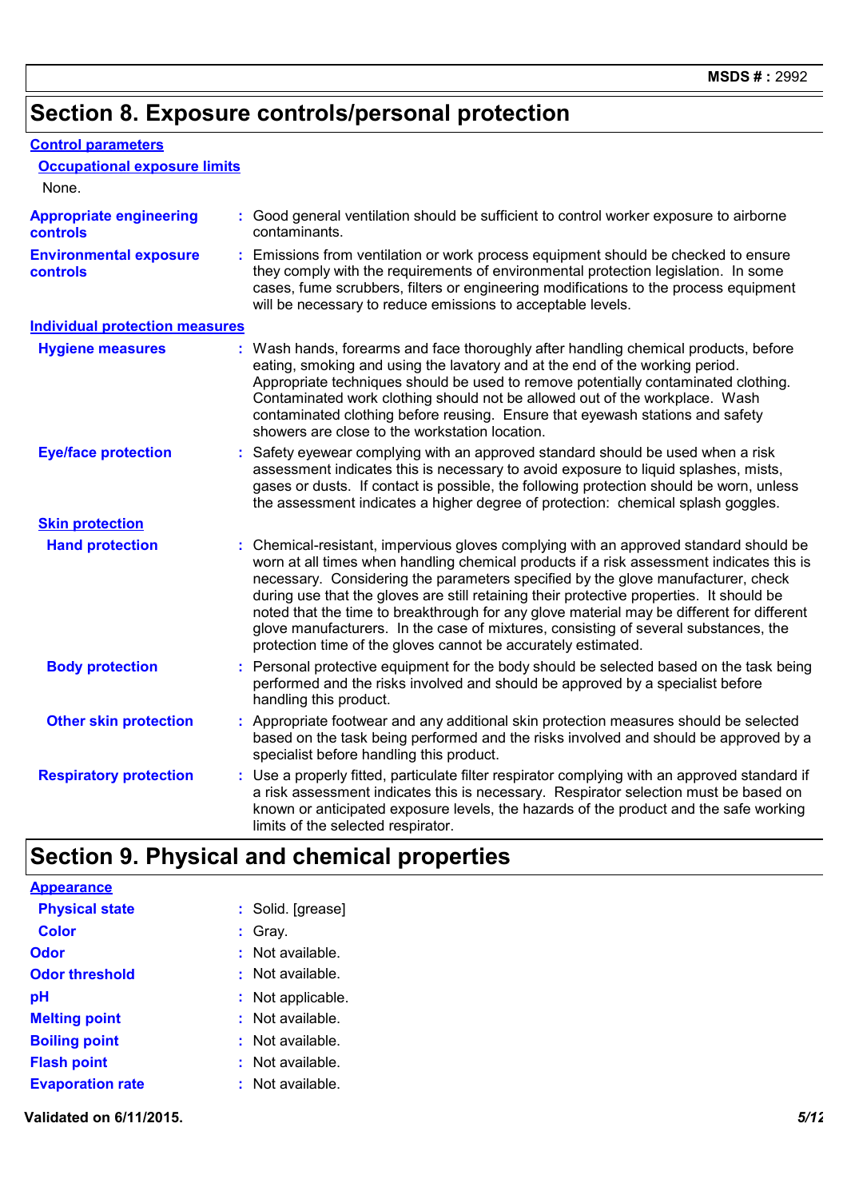## Section 8. Exposure controls/personal protection

**Control parameters**

**Occupational exposure limits**

None.

**Appropriate engineering controls** : Good general ventilation should be sufficient to control worker exposure to airborne contaminants.

**Environmental exposure controls** : Emissions from ventilation or work process equipment should be checked to ensure they comply with the requirements of environmental protection legislation. In some cases, fume scrubbers, filters or engineering modifications to the process equipment will be necessary to reduce emissions to acceptable levels.

**Individual protection measures**

**Hygiene measures** : Wash hands, forearms and face thoroughly after handling chemical products, before eating, smoking and using the lavatory and at the end of the working period. Appropriate techniques should be used to remove potentially contaminated clothing. Contaminated work clothing should not be allowed out of the workplace. Wash contaminated clothing before reusing. Ensure that eyewash stations and safety showers are close to the workstation location.

**Eye/face protection** : Safety eyewear complying with an approved standard should be used when a risk assessment indicates this is necessary to avoid exposure to liquid splashes, mists, gases or dusts. If contact is possible, the following protection should be worn, unless the assessment indicates a higher degree of protection: chemical splash goggles.

**Skin protection**

**Hand protection** : Chemical-resistant, impervious gloves complying with an approved standard should be worn at all times when handling chemical products if a risk assessment indicates this is necessary. Considering the parameters specified by the glove manufacturer, check during use that the gloves are still retaining their protective properties. It should be noted that the time to breakthrough for any glove material may be different for different glove manufacturers. In the case of mixtures, consisting of several substances, the protection time of the gloves cannot be accurately estimated.

**Body protection** : Personal protective equipment for the body should be selected based on the task being performed and the risks involved and should be approved by a specialist before handling this product.

**Other skin protection** : Appropriate footwear and any additional skin protection measures should be selected based on the task being performed and the risks involved and should be approved by a specialist before handling this product.

**Respiratory protection** : Use a properly fitted, particulate filter respirator complying with an approved standard if a risk assessment indicates this is necessary. Respirator selection must be based on known or anticipated exposure levels, the hazards of the product and the safe working limits of the selected respirator.

## Section 9. Physical and chemical properties

**Appearance**

**Physical state** : Solid. [grease]

**Color** : Gray.

**Odor** : Not available.

**Odor threshold** : Not available.

**pH** : Not applicable.

**Melting point** : Not available.

**Boiling point** : Not available.

**Flash point** : Not available.

**Evaporation rate** : Not available.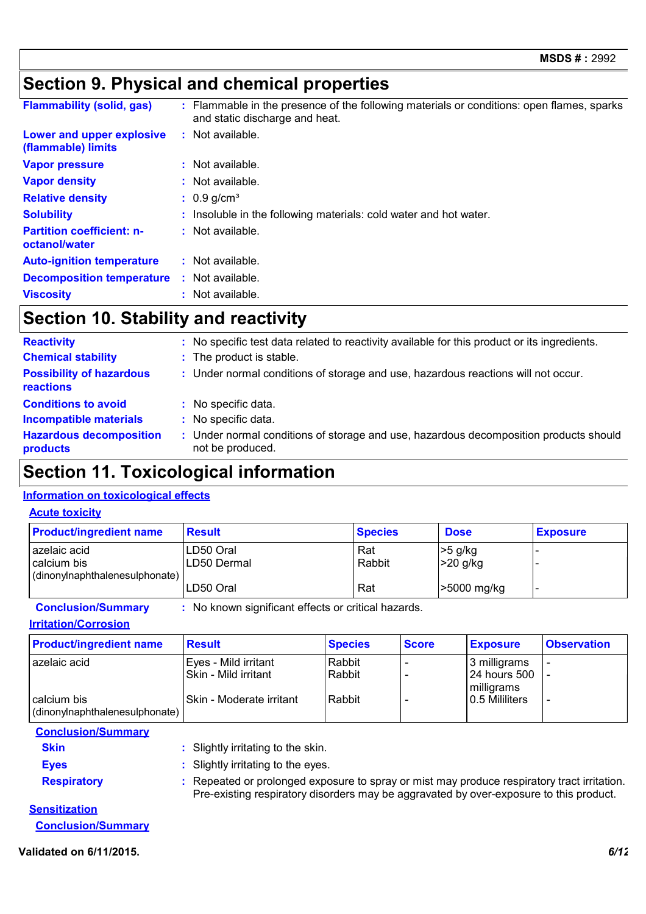## Section 9. Physical and chemical properties

**Flammability (solid, gas)** : Flammable in the presence of the following materials or conditions: open flames, sparks and static discharge and heat.

**Lower and upper explosive (flammable) limits** : Not available.

**Vapor pressure** : Not available.

**Vapor density** : Not available.

**Relative density** : 0.9 g/cm³

**Solubility** : Insoluble in the following materials: cold water and hot water.

**Partition coefficient: n-octanol/water** : Not available.

**Auto-ignition temperature** : Not available.

**Decomposition temperature** : Not available.

**Viscosity** : Not available.

## Section 10. Stability and reactivity

**Reactivity** : No specific test data related to reactivity available for this product or its ingredients.

**Chemical stability** : The product is stable.

**Possibility of hazardous reactions** : Under normal conditions of storage and use, hazardous reactions will not occur.

**Conditions to avoid** : No specific data.

**Incompatible materials** : No specific data.

**Hazardous decomposition products** : Under normal conditions of storage and use, hazardous decomposition products should not be produced.

## Section 11. Toxicological information

### Information on toxicological effects

#### Acute toxicity

| Product/ingredient name | Result | Species | Dose | Exposure |
|---|---|---|---|---|
| azelaic acid | LD50 Oral | Rat | >5 g/kg | - |
| | LD50 Dermal | Rabbit | >20 g/kg | - |
| calcium bis (dinonylnaphthalenesulphonate) | LD50 Oral | Rat | >5000 mg/kg | - |

**Conclusion/Summary** : No known significant effects or critical hazards.

#### Irritation/Corrosion

| Product/ingredient name | Result | Species | Score | Exposure | Observation |
|---|---|---|---|---|---|
| azelaic acid | Eyes - Mild irritant | Rabbit | - | 3 milligrams | - |
| | Skin - Mild irritant | Rabbit | - | 24 hours 500 milligrams | - |
| calcium bis (dinonylnaphthalenesulphonate) | Skin - Moderate irritant | Rabbit | - | 0.5 Mililiters | - |

**Conclusion/Summary**

**Skin** : Slightly irritating to the skin.

**Eyes** : Slightly irritating to the eyes.

**Respiratory** : Repeated or prolonged exposure to spray or mist may produce respiratory tract irritation. Pre-existing respiratory disorders may be aggravated by over-exposure to this product.

#### Sensitization

**Conclusion/Summary**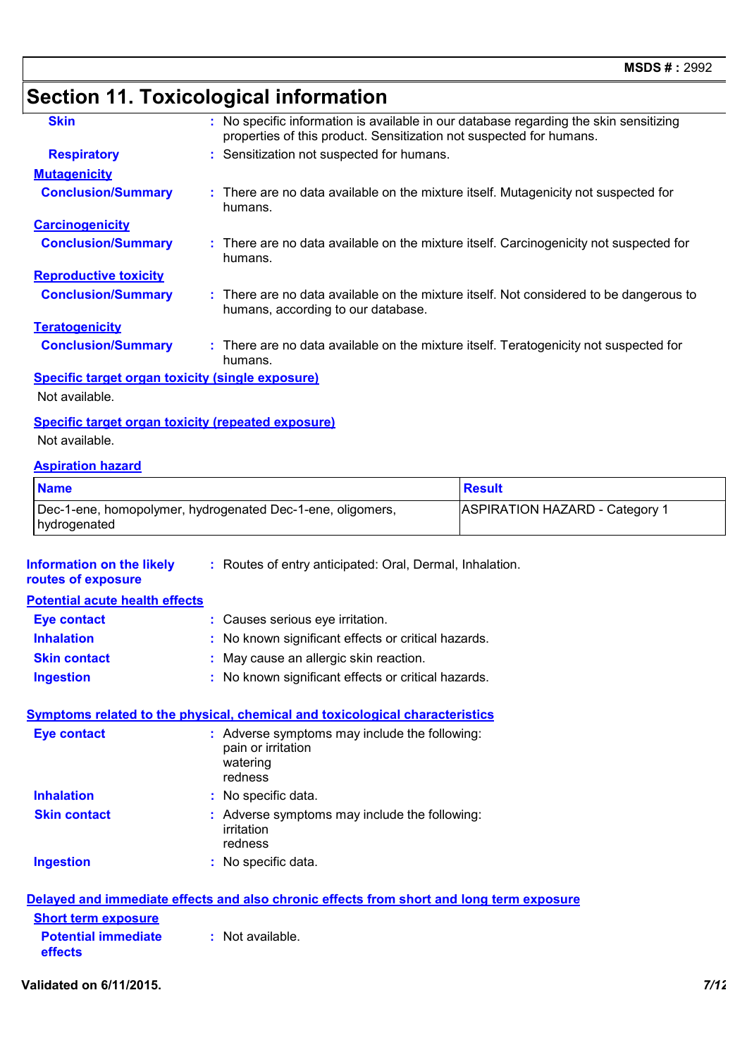## Section 11. Toxicological information

**Skin** : No specific information is available in our database regarding the skin sensitizing properties of this product. Sensitization not suspected for humans.

**Respiratory** : Sensitization not suspected for humans.

**Mutagenicity**

**Conclusion/Summary** : There are no data available on the mixture itself. Mutagenicity not suspected for humans.

**Carcinogenicity**

**Conclusion/Summary** : There are no data available on the mixture itself. Carcinogenicity not suspected for humans.

**Reproductive toxicity**

**Conclusion/Summary** : There are no data available on the mixture itself. Not considered to be dangerous to humans, according to our database.

**Teratogenicity**

**Conclusion/Summary** : There are no data available on the mixture itself. Teratogenicity not suspected for humans.

**Specific target organ toxicity (single exposure)**

Not available.

**Specific target organ toxicity (repeated exposure)**

Not available.

**Aspiration hazard**

| Name | Result |
|---|---|
| Dec-1-ene, homopolymer, hydrogenated Dec-1-ene, oligomers, hydrogenated | ASPIRATION HAZARD - Category 1 |

**Information on the likely routes of exposure** : Routes of entry anticipated: Oral, Dermal, Inhalation.

**Potential acute health effects**

**Eye contact** : Causes serious eye irritation.

**Inhalation** : No known significant effects or critical hazards.

**Skin contact** : May cause an allergic skin reaction.

**Ingestion** : No known significant effects or critical hazards.

**Symptoms related to the physical, chemical and toxicological characteristics**

**Eye contact** : Adverse symptoms may include the following:
pain or irritation
watering
redness

**Inhalation** : No specific data.

**Skin contact** : Adverse symptoms may include the following:
irritation
redness

**Ingestion** : No specific data.

**Delayed and immediate effects and also chronic effects from short and long term exposure**

**Short term exposure**

**Potential immediate effects** : Not available.

**Validated on 6/11/2015.**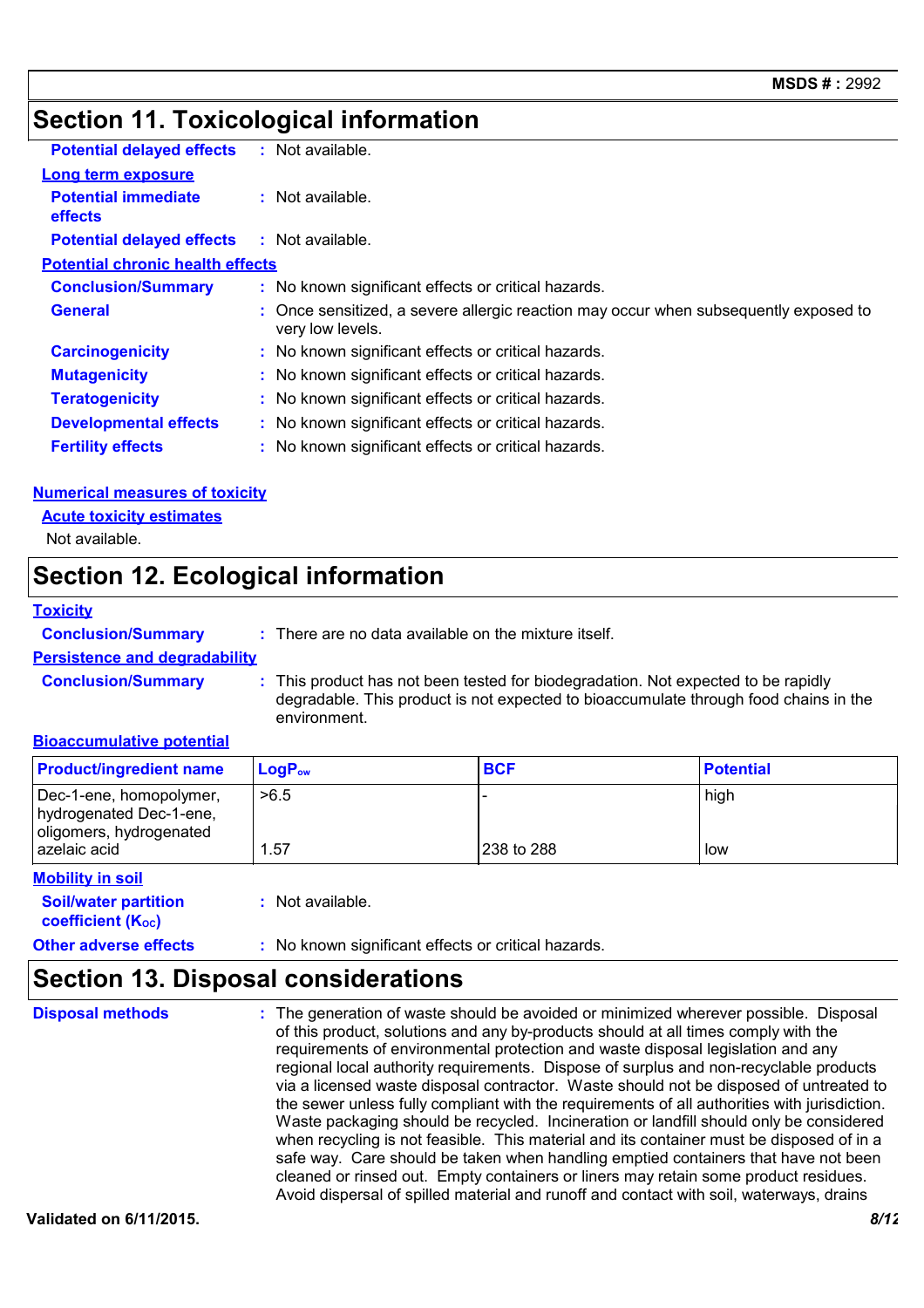## Section 11. Toxicological information

**Potential delayed effects** : Not available.

**Long term exposure**

**Potential immediate effects** : Not available.

**Potential delayed effects** : Not available.

**Potential chronic health effects**

**Conclusion/Summary** : No known significant effects or critical hazards.

**General** : Once sensitized, a severe allergic reaction may occur when subsequently exposed to very low levels.

**Carcinogenicity** : No known significant effects or critical hazards.

**Mutagenicity** : No known significant effects or critical hazards.

**Teratogenicity** : No known significant effects or critical hazards.

**Developmental effects** : No known significant effects or critical hazards.

**Fertility effects** : No known significant effects or critical hazards.

**Numerical measures of toxicity**

**Acute toxicity estimates**

Not available.

## Section 12. Ecological information

**Toxicity**

**Conclusion/Summary** : There are no data available on the mixture itself.

**Persistence and degradability**

**Conclusion/Summary** : This product has not been tested for biodegradation. Not expected to be rapidly degradable. This product is not expected to bioaccumulate through food chains in the environment.

**Bioaccumulative potential**

| Product/ingredient name | $LogP_{ow}$ | BCF | Potential |
|---|---|---|---|
| Dec-1-ene, homopolymer, hydrogenated Dec-1-ene, oligomers, hydrogenated | >6.5 | - | high |
| azelaic acid | 1.57 | 238 to 288 | low |

**Mobility in soil**

**Soil/water partition coefficient ($K_{OC}$)** : Not available.

**Other adverse effects** : No known significant effects or critical hazards.

## Section 13. Disposal considerations

**Disposal methods** : The generation of waste should be avoided or minimized wherever possible. Disposal of this product, solutions and any by-products should at all times comply with the requirements of environmental protection and waste disposal legislation and any regional local authority requirements. Dispose of surplus and non-recyclable products via a licensed waste disposal contractor. Waste should not be disposed of untreated to the sewer unless fully compliant with the requirements of all authorities with jurisdiction. Waste packaging should be recycled. Incineration or landfill should only be considered when recycling is not feasible. This material and its container must be disposed of in a safe way. Care should be taken when handling emptied containers that have not been cleaned or rinsed out. Empty containers or liners may retain some product residues. Avoid dispersal of spilled material and runoff and contact with soil, waterways, drains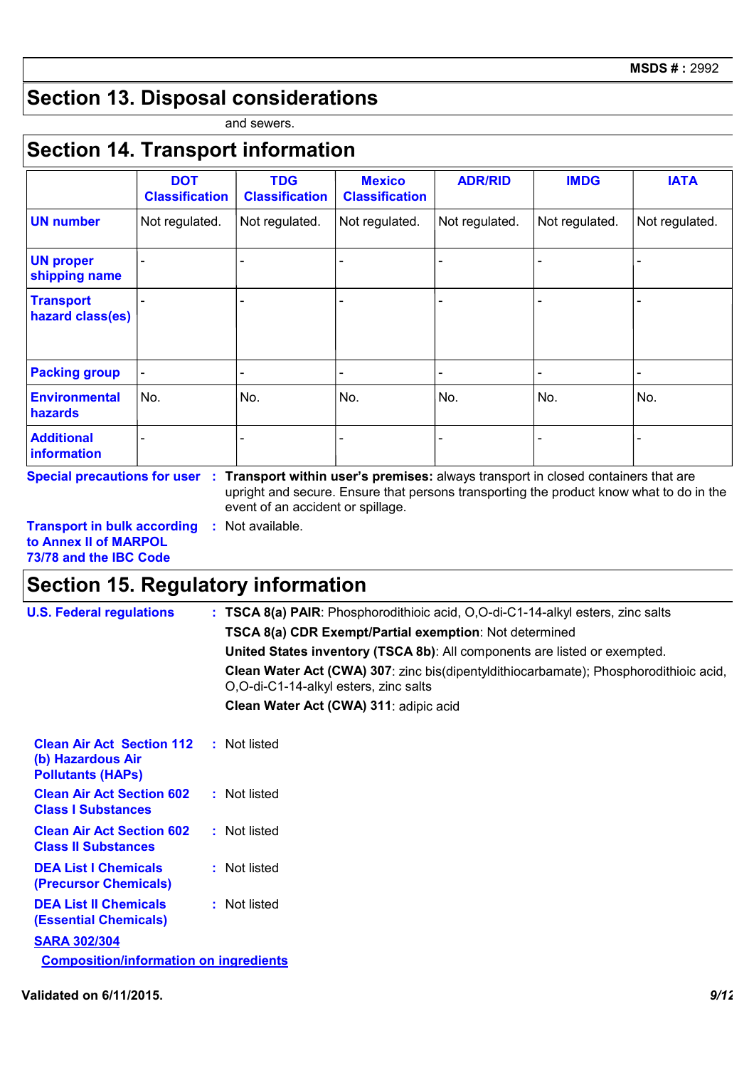## Section 13. Disposal considerations

and sewers.

## Section 14. Transport information

| | DOT Classification | TDG Classification | Mexico Classification | ADR/RID | IMDG | IATA |
|---|---|---|---|---|---|---|
| **UN number** | Not regulated. | Not regulated. | Not regulated. | Not regulated. | Not regulated. | Not regulated. |
| **UN proper shipping name** | - | - | - | - | - | - |
| **Transport hazard class(es)** | - | - | - | - | - | - |
| **Packing group** | - | - | - | - | - | - |
| **Environmental hazards** | No. | No. | No. | No. | No. | No. |
| **Additional information** | - | - | - | - | - | - |

**Special precautions for user** : **Transport within user's premises:** always transport in closed containers that are upright and secure. Ensure that persons transporting the product know what to do in the event of an accident or spillage.

**Transport in bulk according to Annex II of MARPOL 73/78 and the IBC Code** : Not available.

## Section 15. Regulatory information

**U.S. Federal regulations** : **TSCA 8(a) PAIR**: Phosphorodithioic acid, O,O-di-C1-14-alkyl esters, zinc salts

**TSCA 8(a) CDR Exempt/Partial exemption**: Not determined

**United States inventory (TSCA 8b)**: All components are listed or exempted.

**Clean Water Act (CWA) 307**: zinc bis(dipentyldithiocarbamate); Phosphorodithioic acid, O,O-di-C1-14-alkyl esters, zinc salts

**Clean Water Act (CWA) 311**: adipic acid

**Clean Air Act Section 112 (b) Hazardous Air Pollutants (HAPs)** : Not listed

**Clean Air Act Section 602 Class I Substances** : Not listed

**Clean Air Act Section 602 Class II Substances** : Not listed

**DEA List I Chemicals (Precursor Chemicals)** : Not listed

**DEA List II Chemicals (Essential Chemicals)** : Not listed

**SARA 302/304**

**Composition/information on ingredients**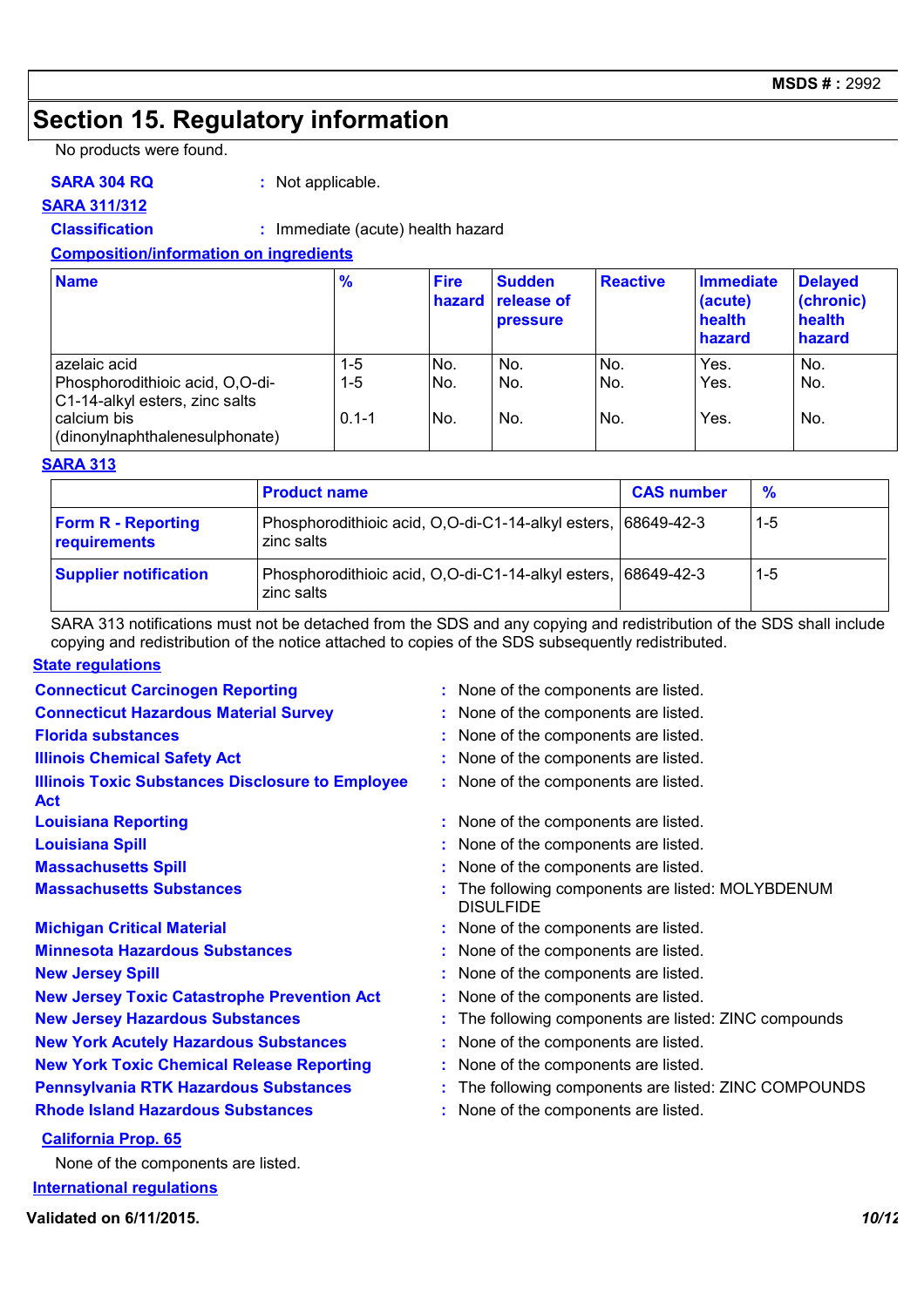## Section 15. Regulatory information

No products were found.

**SARA 304 RQ** : Not applicable.

**SARA 311/312**

**Classification** : Immediate (acute) health hazard

**Composition/information on ingredients**

| Name | % | Fire hazard | Sudden release of pressure | Reactive | Immediate (acute) health hazard | Delayed (chronic) health hazard |
|---|---|---|---|---|---|---|
| azelaic acid | 1-5 | No. | No. | No. | Yes. | No. |
| Phosphorodithioic acid, O,O-di-C1-14-alkyl esters, zinc salts | 1-5 | No. | No. | No. | Yes. | No. |
| calcium bis (dinonylnaphthalenesulphonate) | 0.1-1 | No. | No. | No. | Yes. | No. |

**SARA 313**

| | Product name | CAS number | % |
|---|---|---|---|
| Form R - Reporting requirements | Phosphorodithioic acid, O,O-di-C1-14-alkyl esters, zinc salts | 68649-42-3 | 1-5 |
| Supplier notification | Phosphorodithioic acid, O,O-di-C1-14-alkyl esters, zinc salts | 68649-42-3 | 1-5 |

SARA 313 notifications must not be detached from the SDS and any copying and redistribution of the SDS shall include copying and redistribution of the notice attached to copies of the SDS subsequently redistributed.

**State regulations**

**Connecticut Carcinogen Reporting** : None of the components are listed.
**Connecticut Hazardous Material Survey** : None of the components are listed.
**Florida substances** : None of the components are listed.
**Illinois Chemical Safety Act** : None of the components are listed.
**Illinois Toxic Substances Disclosure to Employee Act** : None of the components are listed.
**Louisiana Reporting** : None of the components are listed.
**Louisiana Spill** : None of the components are listed.
**Massachusetts Spill** : None of the components are listed.
**Massachusetts Substances** : The following components are listed: MOLYBDENUM DISULFIDE
**Michigan Critical Material** : None of the components are listed.
**Minnesota Hazardous Substances** : None of the components are listed.
**New Jersey Spill** : None of the components are listed.
**New Jersey Toxic Catastrophe Prevention Act** : None of the components are listed.
**New Jersey Hazardous Substances** : The following components are listed: ZINC compounds
**New York Acutely Hazardous Substances** : None of the components are listed.
**New York Toxic Chemical Release Reporting** : None of the components are listed.
**Pennsylvania RTK Hazardous Substances** : The following components are listed: ZINC COMPOUNDS
**Rhode Island Hazardous Substances** : None of the components are listed.

**California Prop. 65**

None of the components are listed.

**International regulations**

**Validated on 6/11/2015.**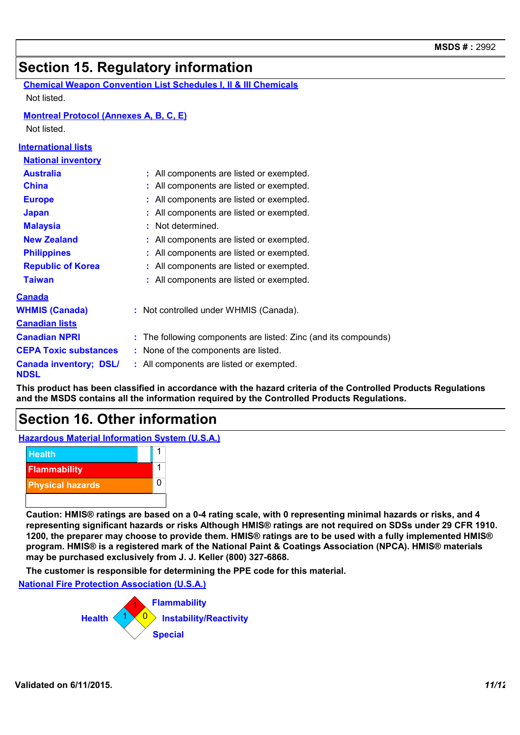MSDS # : 2992

# Section 15. Regulatory information

**Chemical Weapon Convention List Schedules I, II & III Chemicals**

Not listed.

**Montreal Protocol (Annexes A, B, C, E)**

Not listed.

**International lists**

**National inventory**

| | |
|---|---|
| **Australia** | : All components are listed or exempted. |
| **China** | : All components are listed or exempted. |
| **Europe** | : All components are listed or exempted. |
| **Japan** | : All components are listed or exempted. |
| **Malaysia** | : Not determined. |
| **New Zealand** | : All components are listed or exempted. |
| **Philippines** | : All components are listed or exempted. |
| **Republic of Korea** | : All components are listed or exempted. |
| **Taiwan** | : All components are listed or exempted. |

**Canada**

| | |
|---|---|
| **WHMIS (Canada)** | : Not controlled under WHMIS (Canada). |

**Canadian lists**

| | |
|---|---|
| **Canadian NPRI** | : The following components are listed: Zinc (and its compounds) |
| **CEPA Toxic substances** | : None of the components are listed. |
| **Canada inventory; DSL/ NDSL** | : All components are listed or exempted. |

**This product has been classified in accordance with the hazard criteria of the Controlled Products Regulations and the MSDS contains all the information required by the Controlled Products Regulations.**

# Section 16. Other information

**Hazardous Material Information System (U.S.A.)**

| | |
|---|---|
| Health | 1 |
| Flammability | 1 |
| Physical hazards | 0 |

**Caution: HMIS® ratings are based on a 0-4 rating scale, with 0 representing minimal hazards or risks, and 4 representing significant hazards or risks Although HMIS® ratings are not required on SDSs under 29 CFR 1910. 1200, the preparer may choose to provide them. HMIS® ratings are to be used with a fully implemented HMIS® program. HMIS® is a registered mark of the National Paint & Coatings Association (NPCA). HMIS® materials may be purchased exclusively from J. J. Keller (800) 327-6868.**

**The customer is responsible for determining the PPE code for this material.**

**National Fire Protection Association (U.S.A.)**

| | |
|---|---|
| Health | 1 |
| Flammability | 1 |
| Instability/Reactivity | 0 |
| Special | |

**Validated on 6/11/2015.**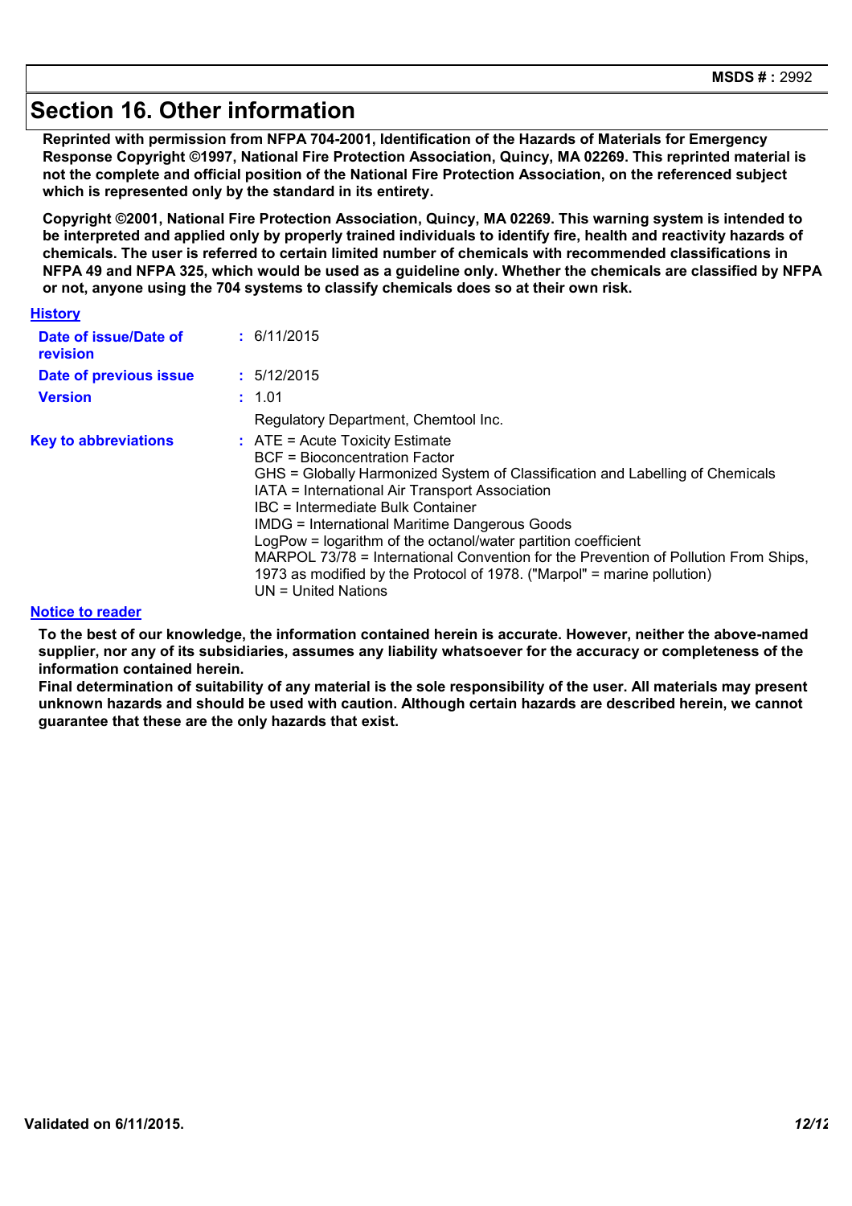## Section 16. Other information

**Reprinted with permission from NFPA 704-2001, Identification of the Hazards of Materials for Emergency Response Copyright ©1997, National Fire Protection Association, Quincy, MA 02269. This reprinted material is not the complete and official position of the National Fire Protection Association, on the referenced subject which is represented only by the standard in its entirety.**

**Copyright ©2001, National Fire Protection Association, Quincy, MA 02269. This warning system is intended to be interpreted and applied only by properly trained individuals to identify fire, health and reactivity hazards of chemicals. The user is referred to certain limited number of chemicals with recommended classifications in NFPA 49 and NFPA 325, which would be used as a guideline only. Whether the chemicals are classified by NFPA or not, anyone using the 704 systems to classify chemicals does so at their own risk.**

### History

**Date of issue/Date of revision** : 6/11/2015

**Date of previous issue** : 5/12/2015

**Version** : 1.01

Regulatory Department, Chemtool Inc.

**Key to abbreviations** :
ATE = Acute Toxicity Estimate
BCF = Bioconcentration Factor
GHS = Globally Harmonized System of Classification and Labelling of Chemicals
IATA = International Air Transport Association
IBC = Intermediate Bulk Container
IMDG = International Maritime Dangerous Goods
LogPow = logarithm of the octanol/water partition coefficient
MARPOL 73/78 = International Convention for the Prevention of Pollution From Ships, 1973 as modified by the Protocol of 1978. ("Marpol" = marine pollution)
UN = United Nations

### Notice to reader

**To the best of our knowledge, the information contained herein is accurate. However, neither the above-named supplier, nor any of its subsidiaries, assumes any liability whatsoever for the accuracy or completeness of the information contained herein.**
**Final determination of suitability of any material is the sole responsibility of the user. All materials may present unknown hazards and should be used with caution. Although certain hazards are described herein, we cannot guarantee that these are the only hazards that exist.**